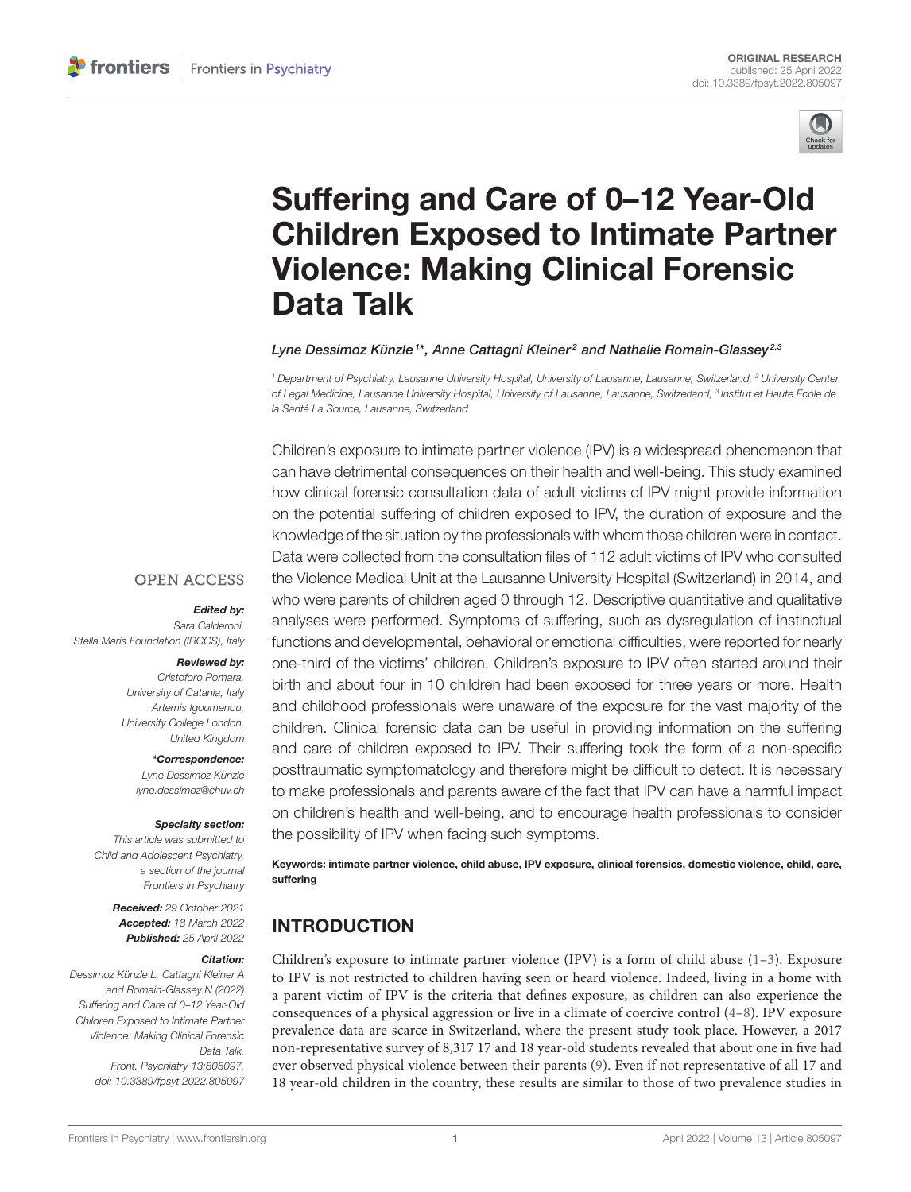ORIGINAL RESEARCH
published: 25 April 2022
doi: 10.3389/fpsyt.2022.805097

# Suffering and Care of 0–12 Year-Old Children Exposed to Intimate Partner Violence: Making Clinical Forensic Data Talk

*Lyne Dessimoz Künzle[1]\*, Anne Cattagni Kleiner[2] and Nathalie Romain-Glassey[2,3]*

[1] Department of Psychiatry, Lausanne University Hospital, University of Lausanne, Lausanne, Switzerland, [2] University Center of Legal Medicine, Lausanne University Hospital, University of Lausanne, Lausanne, Switzerland, [3] Institut et Haute École de la Santé La Source, Lausanne, Switzerland

Children's exposure to intimate partner violence (IPV) is a widespread phenomenon that can have detrimental consequences on their health and well-being. This study examined how clinical forensic consultation data of adult victims of IPV might provide information on the potential suffering of children exposed to IPV, the duration of exposure and the knowledge of the situation by the professionals with whom those children were in contact. Data were collected from the consultation files of 112 adult victims of IPV who consulted the Violence Medical Unit at the Lausanne University Hospital (Switzerland) in 2014, and who were parents of children aged 0 through 12. Descriptive quantitative and qualitative analyses were performed. Symptoms of suffering, such as dysregulation of instinctual functions and developmental, behavioral or emotional difficulties, were reported for nearly one-third of the victims' children. Children's exposure to IPV often started around their birth and about four in 10 children had been exposed for three years or more. Health and childhood professionals were unaware of the exposure for the vast majority of the children. Clinical forensic data can be useful in providing information on the suffering and care of children exposed to IPV. Their suffering took the form of a non-specific posttraumatic symptomatology and therefore might be difficult to detect. It is necessary to make professionals and parents aware of the fact that IPV can have a harmful impact on children's health and well-being, and to encourage health professionals to consider the possibility of IPV when facing such symptoms.

**Keywords: intimate partner violence, child abuse, IPV exposure, clinical forensics, domestic violence, child, care, suffering**

OPEN ACCESS

***Edited by:***
*Sara Calderoni, Stella Maris Foundation (IRCCS), Italy*

***Reviewed by:***
*Cristoforo Pomara, University of Catania, Italy*
*Artemis Igoumenou, University College London, United Kingdom*

***\*Correspondence:***
*Lyne Dessimoz Künzle*
*lyne.dessimoz@chuv.ch*

***Specialty section:***
*This article was submitted to Child and Adolescent Psychiatry, a section of the journal Frontiers in Psychiatry*

***Received:** 29 October 2021*
***Accepted:** 18 March 2022*
***Published:** 25 April 2022*

***Citation:***
*Dessimoz Künzle L, Cattagni Kleiner A and Romain-Glassey N (2022) Suffering and Care of 0–12 Year-Old Children Exposed to Intimate Partner Violence: Making Clinical Forensic Data Talk. Front. Psychiatry 13:805097. doi: 10.3389/fpsyt.2022.805097*

## INTRODUCTION

Children's exposure to intimate partner violence (IPV) is a form of child abuse (1–3). Exposure to IPV is not restricted to children having seen or heard violence. Indeed, living in a home with a parent victim of IPV is the criteria that defines exposure, as children can also experience the consequences of a physical aggression or live in a climate of coercive control (4–8). IPV exposure prevalence data are scarce in Switzerland, where the present study took place. However, a 2017 non-representative survey of 8,317 17 and 18 year-old students revealed that about one in five had ever observed physical violence between their parents (9). Even if not representative of all 17 and 18 year-old children in the country, these results are similar to those of two prevalence studies in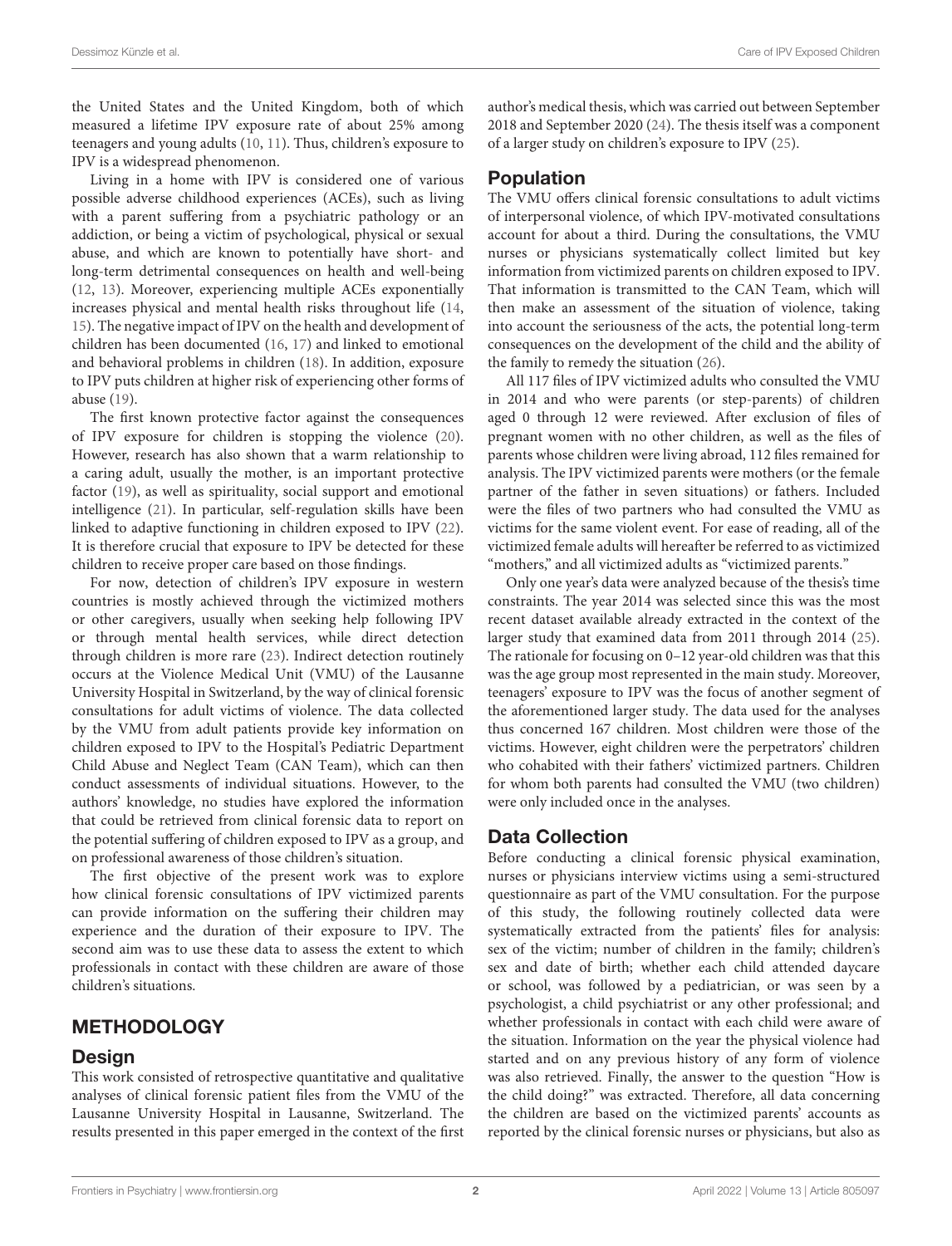the United States and the United Kingdom, both of which measured a lifetime IPV exposure rate of about 25% among teenagers and young adults (10, 11). Thus, children's exposure to IPV is a widespread phenomenon.

Living in a home with IPV is considered one of various possible adverse childhood experiences (ACEs), such as living with a parent suffering from a psychiatric pathology or an addiction, or being a victim of psychological, physical or sexual abuse, and which are known to potentially have short- and long-term detrimental consequences on health and well-being (12, 13). Moreover, experiencing multiple ACEs exponentially increases physical and mental health risks throughout life (14, 15). The negative impact of IPV on the health and development of children has been documented (16, 17) and linked to emotional and behavioral problems in children (18). In addition, exposure to IPV puts children at higher risk of experiencing other forms of abuse (19).

The first known protective factor against the consequences of IPV exposure for children is stopping the violence (20). However, research has also shown that a warm relationship to a caring adult, usually the mother, is an important protective factor (19), as well as spirituality, social support and emotional intelligence (21). In particular, self-regulation skills have been linked to adaptive functioning in children exposed to IPV (22). It is therefore crucial that exposure to IPV be detected for these children to receive proper care based on those findings.

For now, detection of children's IPV exposure in western countries is mostly achieved through the victimized mothers or other caregivers, usually when seeking help following IPV or through mental health services, while direct detection through children is more rare (23). Indirect detection routinely occurs at the Violence Medical Unit (VMU) of the Lausanne University Hospital in Switzerland, by the way of clinical forensic consultations for adult victims of violence. The data collected by the VMU from adult patients provide key information on children exposed to IPV to the Hospital's Pediatric Department Child Abuse and Neglect Team (CAN Team), which can then conduct assessments of individual situations. However, to the authors' knowledge, no studies have explored the information that could be retrieved from clinical forensic data to report on the potential suffering of children exposed to IPV as a group, and on professional awareness of those children's situation.

The first objective of the present work was to explore how clinical forensic consultations of IPV victimized parents can provide information on the suffering their children may experience and the duration of their exposure to IPV. The second aim was to use these data to assess the extent to which professionals in contact with these children are aware of those children's situations.

## METHODOLOGY

### Design

This work consisted of retrospective quantitative and qualitative analyses of clinical forensic patient files from the VMU of the Lausanne University Hospital in Lausanne, Switzerland. The results presented in this paper emerged in the context of the first author's medical thesis, which was carried out between September 2018 and September 2020 (24). The thesis itself was a component of a larger study on children's exposure to IPV (25).

### Population

The VMU offers clinical forensic consultations to adult victims of interpersonal violence, of which IPV-motivated consultations account for about a third. During the consultations, the VMU nurses or physicians systematically collect limited but key information from victimized parents on children exposed to IPV. That information is transmitted to the CAN Team, which will then make an assessment of the situation of violence, taking into account the seriousness of the acts, the potential long-term consequences on the development of the child and the ability of the family to remedy the situation (26).

All 117 files of IPV victimized adults who consulted the VMU in 2014 and who were parents (or step-parents) of children aged 0 through 12 were reviewed. After exclusion of files of pregnant women with no other children, as well as the files of parents whose children were living abroad, 112 files remained for analysis. The IPV victimized parents were mothers (or the female partner of the father in seven situations) or fathers. Included were the files of two partners who had consulted the VMU as victims for the same violent event. For ease of reading, all of the victimized female adults will hereafter be referred to as victimized "mothers," and all victimized adults as "victimized parents."

Only one year's data were analyzed because of the thesis's time constraints. The year 2014 was selected since this was the most recent dataset available already extracted in the context of the larger study that examined data from 2011 through 2014 (25). The rationale for focusing on 0–12 year-old children was that this was the age group most represented in the main study. Moreover, teenagers' exposure to IPV was the focus of another segment of the aforementioned larger study. The data used for the analyses thus concerned 167 children. Most children were those of the victims. However, eight children were the perpetrators' children who cohabited with their fathers' victimized partners. Children for whom both parents had consulted the VMU (two children) were only included once in the analyses.

### Data Collection

Before conducting a clinical forensic physical examination, nurses or physicians interview victims using a semi-structured questionnaire as part of the VMU consultation. For the purpose of this study, the following routinely collected data were systematically extracted from the patients' files for analysis: sex of the victim; number of children in the family; children's sex and date of birth; whether each child attended daycare or school, was followed by a pediatrician, or was seen by a psychologist, a child psychiatrist or any other professional; and whether professionals in contact with each child were aware of the situation. Information on the year the physical violence had started and on any previous history of any form of violence was also retrieved. Finally, the answer to the question "How is the child doing?" was extracted. Therefore, all data concerning the children are based on the victimized parents' accounts as reported by the clinical forensic nurses or physicians, but also as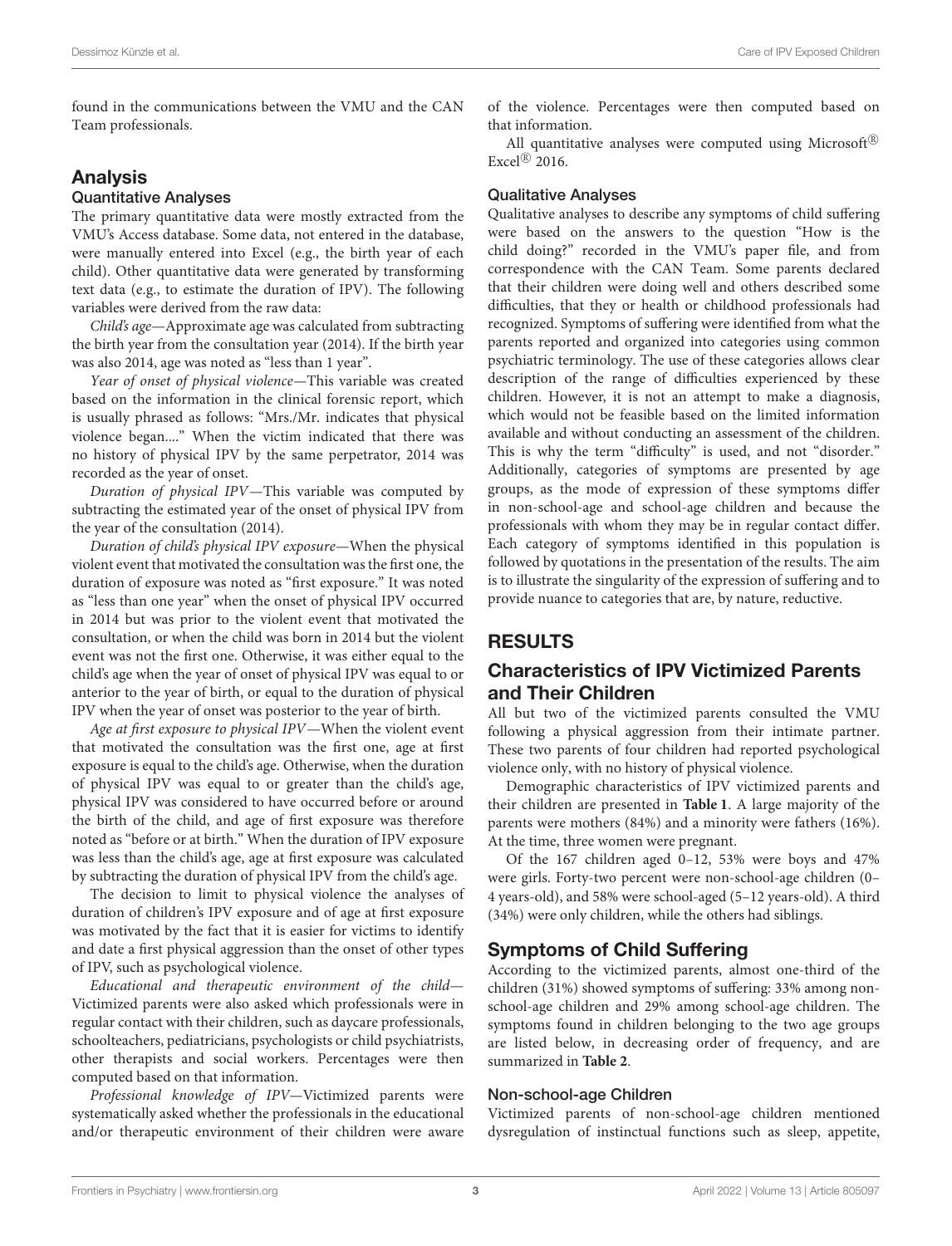found in the communications between the VMU and the CAN Team professionals.

## Analysis

### Quantitative Analyses

The primary quantitative data were mostly extracted from the VMU's Access database. Some data, not entered in the database, were manually entered into Excel (e.g., the birth year of each child). Other quantitative data were generated by transforming text data (e.g., to estimate the duration of IPV). The following variables were derived from the raw data:

*Child's age*—Approximate age was calculated from subtracting the birth year from the consultation year (2014). If the birth year was also 2014, age was noted as "less than 1 year".

*Year of onset of physical violence*—This variable was created based on the information in the clinical forensic report, which is usually phrased as follows: "Mrs./Mr. indicates that physical violence began...." When the victim indicated that there was no history of physical IPV by the same perpetrator, 2014 was recorded as the year of onset.

*Duration of physical IPV*—This variable was computed by subtracting the estimated year of the onset of physical IPV from the year of the consultation (2014).

*Duration of child's physical IPV exposure*—When the physical violent event that motivated the consultation was the first one, the duration of exposure was noted as "first exposure." It was noted as "less than one year" when the onset of physical IPV occurred in 2014 but was prior to the violent event that motivated the consultation, or when the child was born in 2014 but the violent event was not the first one. Otherwise, it was either equal to the child's age when the year of onset of physical IPV was equal to or anterior to the year of birth, or equal to the duration of physical IPV when the year of onset was posterior to the year of birth.

*Age at first exposure to physical IPV*—When the violent event that motivated the consultation was the first one, age at first exposure is equal to the child's age. Otherwise, when the duration of physical IPV was equal to or greater than the child's age, physical IPV was considered to have occurred before or around the birth of the child, and age of first exposure was therefore noted as "before or at birth." When the duration of IPV exposure was less than the child's age, age at first exposure was calculated by subtracting the duration of physical IPV from the child's age.

The decision to limit to physical violence the analyses of duration of children's IPV exposure and of age at first exposure was motivated by the fact that it is easier for victims to identify and date a first physical aggression than the onset of other types of IPV, such as psychological violence.

*Educational and therapeutic environment of the child*—Victimized parents were also asked which professionals were in regular contact with their children, such as daycare professionals, schoolteachers, pediatricians, psychologists or child psychiatrists, other therapists and social workers. Percentages were then computed based on that information.

*Professional knowledge of IPV*—Victimized parents were systematically asked whether the professionals in the educational and/or therapeutic environment of their children were aware of the violence. Percentages were then computed based on that information.

All quantitative analyses were computed using Microsoft® Excel® 2016.

### Qualitative Analyses

Qualitative analyses to describe any symptoms of child suffering were based on the answers to the question "How is the child doing?" recorded in the VMU's paper file, and from correspondence with the CAN Team. Some parents declared that their children were doing well and others described some difficulties, that they or health or childhood professionals had recognized. Symptoms of suffering were identified from what the parents reported and organized into categories using common psychiatric terminology. The use of these categories allows clear description of the range of difficulties experienced by these children. However, it is not an attempt to make a diagnosis, which would not be feasible based on the limited information available and without conducting an assessment of the children. This is why the term "difficulty" is used, and not "disorder." Additionally, categories of symptoms are presented by age groups, as the mode of expression of these symptoms differ in non-school-age and school-age children and because the professionals with whom they may be in regular contact differ. Each category of symptoms identified in this population is followed by quotations in the presentation of the results. The aim is to illustrate the singularity of the expression of suffering and to provide nuance to categories that are, by nature, reductive.

# RESULTS

## Characteristics of IPV Victimized Parents and Their Children

All but two of the victimized parents consulted the VMU following a physical aggression from their intimate partner. These two parents of four children had reported psychological violence only, with no history of physical violence.

Demographic characteristics of IPV victimized parents and their children are presented in **Table 1**. A large majority of the parents were mothers (84%) and a minority were fathers (16%). At the time, three women were pregnant.

Of the 167 children aged 0–12, 53% were boys and 47% were girls. Forty-two percent were non-school-age children (0–4 years-old), and 58% were school-aged (5–12 years-old). A third (34%) were only children, while the others had siblings.

## Symptoms of Child Suffering

According to the victimized parents, almost one-third of the children (31%) showed symptoms of suffering: 33% among non-school-age children and 29% among school-age children. The symptoms found in children belonging to the two age groups are listed below, in decreasing order of frequency, and are summarized in **Table 2**.

### Non-school-age Children

Victimized parents of non-school-age children mentioned dysregulation of instinctual functions such as sleep, appetite,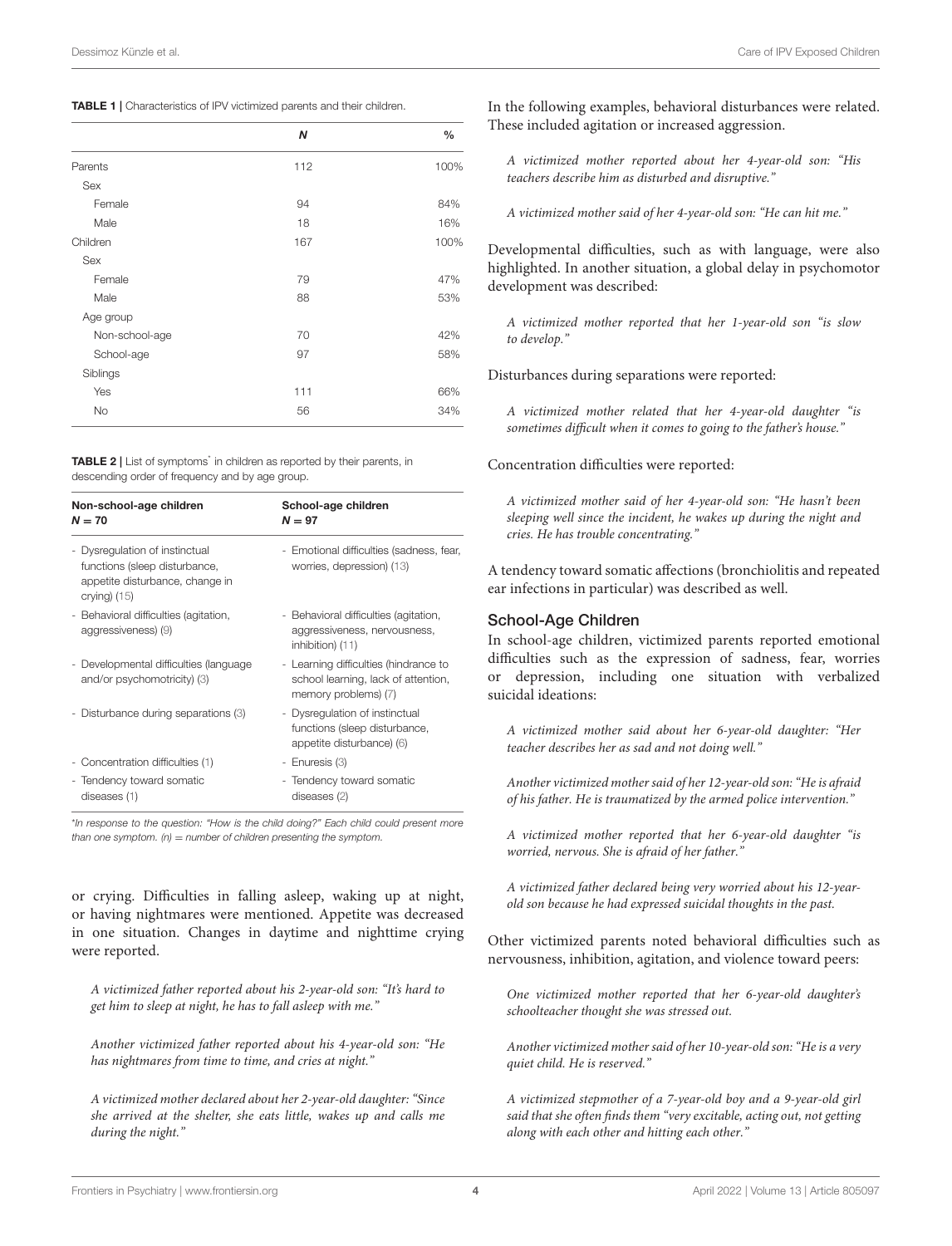**TABLE 1 |** Characteristics of IPV victimized parents and their children.

| | *N* | % |
|---|---|---|
| Parents | 112 | 100% |
| Sex | | |
| Female | 94 | 84% |
| Male | 18 | 16% |
| Children | 167 | 100% |
| Sex | | |
| Female | 79 | 47% |
| Male | 88 | 53% |
| Age group | | |
| Non-school-age | 70 | 42% |
| School-age | 97 | 58% |
| Siblings | | |
| Yes | 111 | 66% |
| No | 56 | 34% |

**TABLE 2 |** List of symptoms* in children as reported by their parents, in descending order of frequency and by age group.

| Non-school-age children $N = 70$ | School-age children $N = 97$ |
|---|---|
| - Dysregulation of instinctual functions (sleep disturbance, appetite disturbance, change in crying) (15) | - Emotional difficulties (sadness, fear, worries, depression) (13) |
| - Behavioral difficulties (agitation, aggressiveness) (9) | - Behavioral difficulties (agitation, aggressiveness, nervousness, inhibition) (11) |
| - Developmental difficulties (language and/or psychomotricity) (3) | - Learning difficulties (hindrance to school learning, lack of attention, memory problems) (7) |
| - Disturbance during separations (3) | - Dysregulation of instinctual functions (sleep disturbance, appetite disturbance) (6) |
| - Concentration difficulties (1) | - Enuresis (3) |
| - Tendency toward somatic diseases (1) | - Tendency toward somatic diseases (2) |

*In response to the question: "How is the child doing?" Each child could present more than one symptom. (n) = number of children presenting the symptom.

or crying. Difficulties in falling asleep, waking up at night, or having nightmares were mentioned. Appetite was decreased in one situation. Changes in daytime and nighttime crying were reported.

*A victimized father reported about his 2-year-old son: "It's hard to get him to sleep at night, he has to fall asleep with me."*

*Another victimized father reported about his 4-year-old son: "He has nightmares from time to time, and cries at night."*

*A victimized mother declared about her 2-year-old daughter: "Since she arrived at the shelter, she eats little, wakes up and calls me during the night."*

In the following examples, behavioral disturbances were related. These included agitation or increased aggression.

*A victimized mother reported about her 4-year-old son: "His teachers describe him as disturbed and disruptive."*

*A victimized mother said of her 4-year-old son: "He can hit me."*

Developmental difficulties, such as with language, were also highlighted. In another situation, a global delay in psychomotor development was described:

*A victimized mother reported that her 1-year-old son "is slow to develop."*

Disturbances during separations were reported:

*A victimized mother related that her 4-year-old daughter "is sometimes difficult when it comes to going to the father's house."*

Concentration difficulties were reported:

*A victimized mother said of her 4-year-old son: "He hasn't been sleeping well since the incident, he wakes up during the night and cries. He has trouble concentrating."*

A tendency toward somatic affections (bronchiolitis and repeated ear infections in particular) was described as well.

### School-Age Children

In school-age children, victimized parents reported emotional difficulties such as the expression of sadness, fear, worries or depression, including one situation with verbalized suicidal ideations:

*A victimized mother said about her 6-year-old daughter: "Her teacher describes her as sad and not doing well."*

*Another victimized mother said of her 12-year-old son: "He is afraid of his father. He is traumatized by the armed police intervention."*

*A victimized mother reported that her 6-year-old daughter "is worried, nervous. She is afraid of her father."*

*A victimized father declared being very worried about his 12-year-old son because he had expressed suicidal thoughts in the past.*

Other victimized parents noted behavioral difficulties such as nervousness, inhibition, agitation, and violence toward peers:

*One victimized mother reported that her 6-year-old daughter's schoolteacher thought she was stressed out.*

*Another victimized mother said of her 10-year-old son: "He is a very quiet child. He is reserved."*

*A victimized stepmother of a 7-year-old boy and a 9-year-old girl said that she often finds them "very excitable, acting out, not getting along with each other and hitting each other."*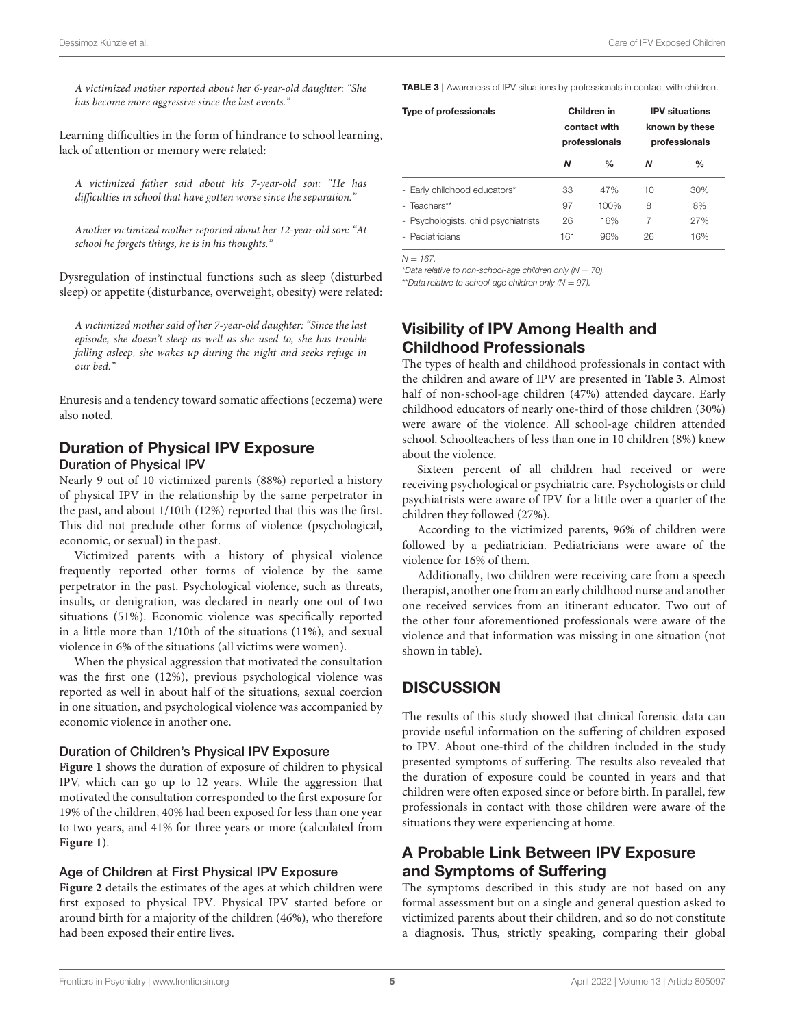*A victimized mother reported about her 6-year-old daughter: "She has become more aggressive since the last events."*

Learning difficulties in the form of hindrance to school learning, lack of attention or memory were related:

*A victimized father said about his 7-year-old son: "He has difficulties in school that have gotten worse since the separation."*

*Another victimized mother reported about her 12-year-old son: "At school he forgets things, he is in his thoughts."*

Dysregulation of instinctual functions such as sleep (disturbed sleep) or appetite (disturbance, overweight, obesity) were related:

*A victimized mother said of her 7-year-old daughter: "Since the last episode, she doesn't sleep as well as she used to, she has trouble falling asleep, she wakes up during the night and seeks refuge in our bed."*

Enuresis and a tendency toward somatic affections (eczema) were also noted.

## Duration of Physical IPV Exposure

### Duration of Physical IPV

Nearly 9 out of 10 victimized parents (88%) reported a history of physical IPV in the relationship by the same perpetrator in the past, and about 1/10th (12%) reported that this was the first. This did not preclude other forms of violence (psychological, economic, or sexual) in the past.

Victimized parents with a history of physical violence frequently reported other forms of violence by the same perpetrator in the past. Psychological violence, such as threats, insults, or denigration, was declared in nearly one out of two situations (51%). Economic violence was specifically reported in a little more than 1/10th of the situations (11%), and sexual violence in 6% of the situations (all victims were women).

When the physical aggression that motivated the consultation was the first one (12%), previous psychological violence was reported as well in about half of the situations, sexual coercion in one situation, and psychological violence was accompanied by economic violence in another one.

### Duration of Children's Physical IPV Exposure

**Figure 1** shows the duration of exposure of children to physical IPV, which can go up to 12 years. While the aggression that motivated the consultation corresponded to the first exposure for 19% of the children, 40% had been exposed for less than one year to two years, and 41% for three years or more (calculated from **Figure 1**).

### Age of Children at First Physical IPV Exposure

**Figure 2** details the estimates of the ages at which children were first exposed to physical IPV. Physical IPV started before or around birth for a majority of the children (46%), who therefore had been exposed their entire lives.

**TABLE 3** | Awareness of IPV situations by professionals in contact with children.

| Type of professionals | Children in contact with professionals | | IPV situations known by these professionals | |
|---|---|---|---|---|
| | ***N*** | **%** | ***N*** | **%** |
| - Early childhood educators* | 33 | 47% | 10 | 30% |
| - Teachers** | 97 | 100% | 8 | 8% |
| - Psychologists, child psychiatrists | 26 | 16% | 7 | 27% |
| - Pediatricians | 161 | 96% | 26 | 16% |

*N = 167.*
*\*Data relative to non-school-age children only (N = 70).*
*\*\*Data relative to school-age children only (N = 97).*

## Visibility of IPV Among Health and Childhood Professionals

The types of health and childhood professionals in contact with the children and aware of IPV are presented in **Table 3**. Almost half of non-school-age children (47%) attended daycare. Early childhood educators of nearly one-third of those children (30%) were aware of the violence. All school-age children attended school. Schoolteachers of less than one in 10 children (8%) knew about the violence.

Sixteen percent of all children had received or were receiving psychological or psychiatric care. Psychologists or child psychiatrists were aware of IPV for a little over a quarter of the children they followed (27%).

According to the victimized parents, 96% of children were followed by a pediatrician. Pediatricians were aware of the violence for 16% of them.

Additionally, two children were receiving care from a speech therapist, another one from an early childhood nurse and another one received services from an itinerant educator. Two out of the other four aforementioned professionals were aware of the violence and that information was missing in one situation (not shown in table).

# DISCUSSION

The results of this study showed that clinical forensic data can provide useful information on the suffering of children exposed to IPV. About one-third of the children included in the study presented symptoms of suffering. The results also revealed that the duration of exposure could be counted in years and that children were often exposed since or before birth. In parallel, few professionals in contact with those children were aware of the situations they were experiencing at home.

## A Probable Link Between IPV Exposure and Symptoms of Suffering

The symptoms described in this study are not based on any formal assessment but on a single and general question asked to victimized parents about their children, and so do not constitute a diagnosis. Thus, strictly speaking, comparing their global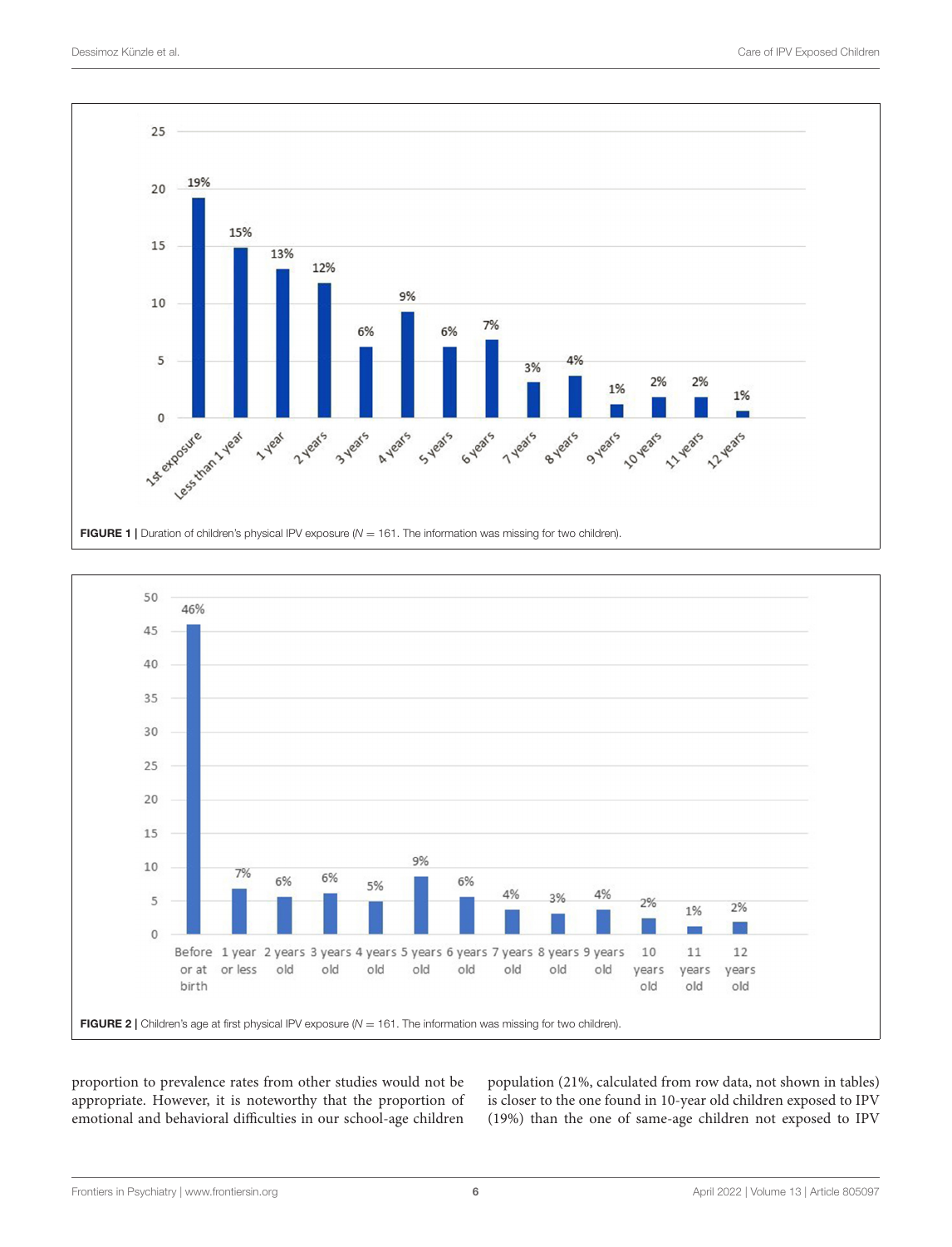FIGURE 1 | Duration of children's physical IPV exposure ($N = 161$. The information was missing for two children).

FIGURE 2 | Children's age at first physical IPV exposure ($N = 161$. The information was missing for two children).

proportion to prevalence rates from other studies would not be appropriate. However, it is noteworthy that the proportion of emotional and behavioral difficulties in our school-age children population (21%, calculated from row data, not shown in tables) is closer to the one found in 10-year old children exposed to IPV (19%) than the one of same-age children not exposed to IPV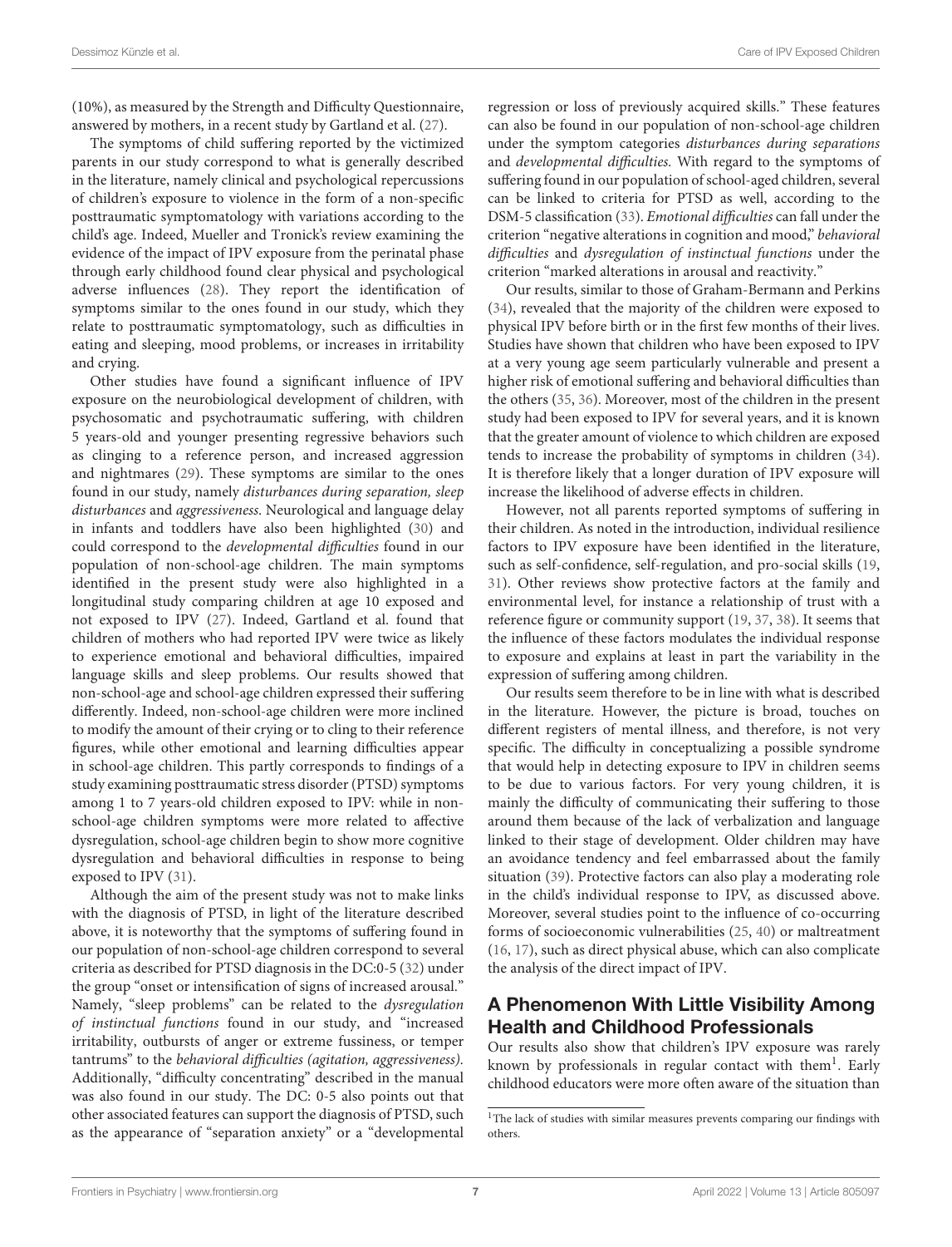(10%), as measured by the Strength and Difficulty Questionnaire, answered by mothers, in a recent study by Gartland et al. (27).

The symptoms of child suffering reported by the victimized parents in our study correspond to what is generally described in the literature, namely clinical and psychological repercussions of children's exposure to violence in the form of a non-specific posttraumatic symptomatology with variations according to the child's age. Indeed, Mueller and Tronick's review examining the evidence of the impact of IPV exposure from the perinatal phase through early childhood found clear physical and psychological adverse influences (28). They report the identification of symptoms similar to the ones found in our study, which they relate to posttraumatic symptomatology, such as difficulties in eating and sleeping, mood problems, or increases in irritability and crying.

Other studies have found a significant influence of IPV exposure on the neurobiological development of children, with psychosomatic and psychotraumatic suffering, with children 5 years-old and younger presenting regressive behaviors such as clinging to a reference person, and increased aggression and nightmares (29). These symptoms are similar to the ones found in our study, namely *disturbances during separation, sleep disturbances* and *aggressiveness*. Neurological and language delay in infants and toddlers have also been highlighted (30) and could correspond to the *developmental difficulties* found in our population of non-school-age children. The main symptoms identified in the present study were also highlighted in a longitudinal study comparing children at age 10 exposed and not exposed to IPV (27). Indeed, Gartland et al. found that children of mothers who had reported IPV were twice as likely to experience emotional and behavioral difficulties, impaired language skills and sleep problems. Our results showed that non-school-age and school-age children expressed their suffering differently. Indeed, non-school-age children were more inclined to modify the amount of their crying or to cling to their reference figures, while other emotional and learning difficulties appear in school-age children. This partly corresponds to findings of a study examining posttraumatic stress disorder (PTSD) symptoms among 1 to 7 years-old children exposed to IPV: while in non-school-age children symptoms were more related to affective dysregulation, school-age children begin to show more cognitive dysregulation and behavioral difficulties in response to being exposed to IPV (31).

Although the aim of the present study was not to make links with the diagnosis of PTSD, in light of the literature described above, it is noteworthy that the symptoms of suffering found in our population of non-school-age children correspond to several criteria as described for PTSD diagnosis in the DC:0-5 (32) under the group "onset or intensification of signs of increased arousal." Namely, "sleep problems" can be related to the *dysregulation of instinctual functions* found in our study, and "increased irritability, outbursts of anger or extreme fussiness, or temper tantrums" to the *behavioral difficulties (agitation, aggressiveness)*. Additionally, "difficulty concentrating" described in the manual was also found in our study. The DC: 0-5 also points out that other associated features can support the diagnosis of PTSD, such as the appearance of "separation anxiety" or a "developmental regression or loss of previously acquired skills." These features can also be found in our population of non-school-age children under the symptom categories *disturbances during separations* and *developmental difficulties*. With regard to the symptoms of suffering found in our population of school-aged children, several can be linked to criteria for PTSD as well, according to the DSM-5 classification (33). *Emotional difficulties* can fall under the criterion "negative alterations in cognition and mood," *behavioral difficulties* and *dysregulation of instinctual functions* under the criterion "marked alterations in arousal and reactivity."

Our results, similar to those of Graham-Bermann and Perkins (34), revealed that the majority of the children were exposed to physical IPV before birth or in the first few months of their lives. Studies have shown that children who have been exposed to IPV at a very young age seem particularly vulnerable and present a higher risk of emotional suffering and behavioral difficulties than the others (35, 36). Moreover, most of the children in the present study had been exposed to IPV for several years, and it is known that the greater amount of violence to which children are exposed tends to increase the probability of symptoms in children (34). It is therefore likely that a longer duration of IPV exposure will increase the likelihood of adverse effects in children.

However, not all parents reported symptoms of suffering in their children. As noted in the introduction, individual resilience factors to IPV exposure have been identified in the literature, such as self-confidence, self-regulation, and pro-social skills (19, 31). Other reviews show protective factors at the family and environmental level, for instance a relationship of trust with a reference figure or community support (19, 37, 38). It seems that the influence of these factors modulates the individual response to exposure and explains at least in part the variability in the expression of suffering among children.

Our results seem therefore to be in line with what is described in the literature. However, the picture is broad, touches on different registers of mental illness, and therefore, is not very specific. The difficulty in conceptualizing a possible syndrome that would help in detecting exposure to IPV in children seems to be due to various factors. For very young children, it is mainly the difficulty of communicating their suffering to those around them because of the lack of verbalization and language linked to their stage of development. Older children may have an avoidance tendency and feel embarrassed about the family situation (39). Protective factors can also play a moderating role in the child's individual response to IPV, as discussed above. Moreover, several studies point to the influence of co-occurring forms of socioeconomic vulnerabilities (25, 40) or maltreatment (16, 17), such as direct physical abuse, which can also complicate the analysis of the direct impact of IPV.

## A Phenomenon With Little Visibility Among Health and Childhood Professionals

Our results also show that children's IPV exposure was rarely known by professionals in regular contact with them[1]. Early childhood educators were more often aware of the situation than

[1]The lack of studies with similar measures prevents comparing our findings with others.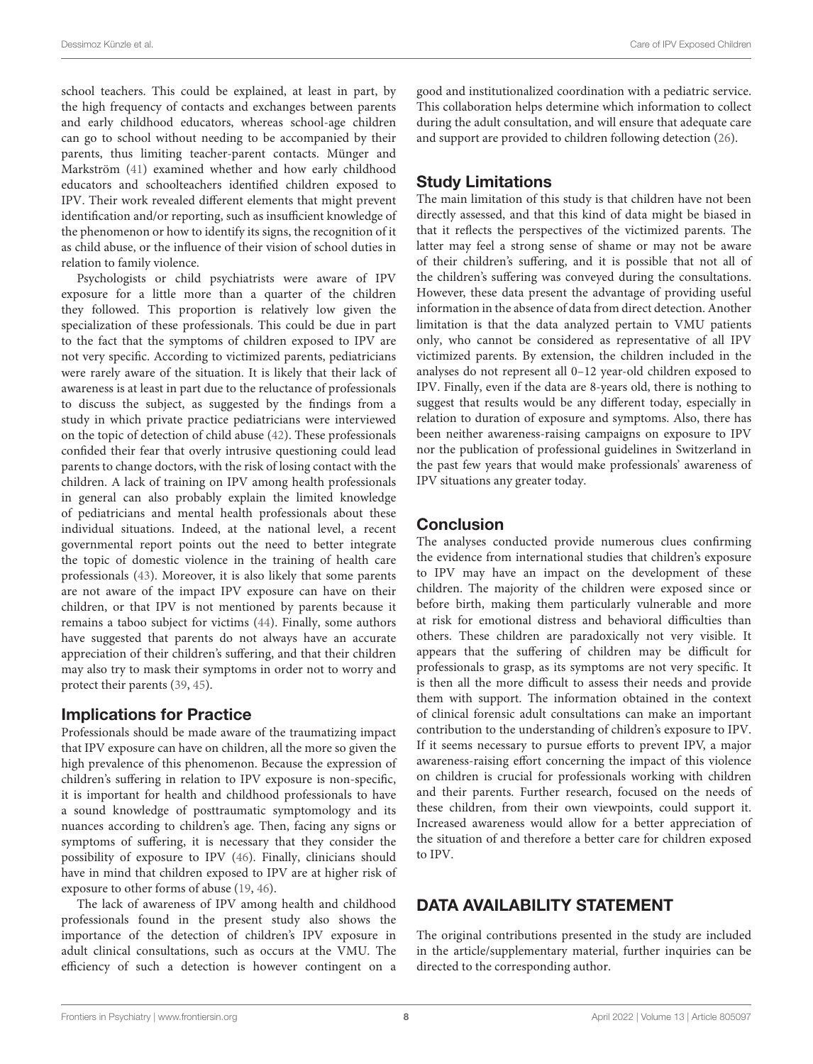school teachers. This could be explained, at least in part, by the high frequency of contacts and exchanges between parents and early childhood educators, whereas school-age children can go to school without needing to be accompanied by their parents, thus limiting teacher-parent contacts. Münger and Markström (41) examined whether and how early childhood educators and schoolteachers identified children exposed to IPV. Their work revealed different elements that might prevent identification and/or reporting, such as insufficient knowledge of the phenomenon or how to identify its signs, the recognition of it as child abuse, or the influence of their vision of school duties in relation to family violence.

Psychologists or child psychiatrists were aware of IPV exposure for a little more than a quarter of the children they followed. This proportion is relatively low given the specialization of these professionals. This could be due in part to the fact that the symptoms of children exposed to IPV are not very specific. According to victimized parents, pediatricians were rarely aware of the situation. It is likely that their lack of awareness is at least in part due to the reluctance of professionals to discuss the subject, as suggested by the findings from a study in which private practice pediatricians were interviewed on the topic of detection of child abuse (42). These professionals confided their fear that overly intrusive questioning could lead parents to change doctors, with the risk of losing contact with the children. A lack of training on IPV among health professionals in general can also probably explain the limited knowledge of pediatricians and mental health professionals about these individual situations. Indeed, at the national level, a recent governmental report points out the need to better integrate the topic of domestic violence in the training of health care professionals (43). Moreover, it is also likely that some parents are not aware of the impact IPV exposure can have on their children, or that IPV is not mentioned by parents because it remains a taboo subject for victims (44). Finally, some authors have suggested that parents do not always have an accurate appreciation of their children's suffering, and that their children may also try to mask their symptoms in order not to worry and protect their parents (39, 45).

## Implications for Practice

Professionals should be made aware of the traumatizing impact that IPV exposure can have on children, all the more so given the high prevalence of this phenomenon. Because the expression of children's suffering in relation to IPV exposure is non-specific, it is important for health and childhood professionals to have a sound knowledge of posttraumatic symptomology and its nuances according to children's age. Then, facing any signs or symptoms of suffering, it is necessary that they consider the possibility of exposure to IPV (46). Finally, clinicians should have in mind that children exposed to IPV are at higher risk of exposure to other forms of abuse (19, 46).

The lack of awareness of IPV among health and childhood professionals found in the present study also shows the importance of the detection of children's IPV exposure in adult clinical consultations, such as occurs at the VMU. The efficiency of such a detection is however contingent on a good and institutionalized coordination with a pediatric service. This collaboration helps determine which information to collect during the adult consultation, and will ensure that adequate care and support are provided to children following detection (26).

## Study Limitations

The main limitation of this study is that children have not been directly assessed, and that this kind of data might be biased in that it reflects the perspectives of the victimized parents. The latter may feel a strong sense of shame or may not be aware of their children's suffering, and it is possible that not all of the children's suffering was conveyed during the consultations. However, these data present the advantage of providing useful information in the absence of data from direct detection. Another limitation is that the data analyzed pertain to VMU patients only, who cannot be considered as representative of all IPV victimized parents. By extension, the children included in the analyses do not represent all 0–12 year-old children exposed to IPV. Finally, even if the data are 8-years old, there is nothing to suggest that results would be any different today, especially in relation to duration of exposure and symptoms. Also, there has been neither awareness-raising campaigns on exposure to IPV nor the publication of professional guidelines in Switzerland in the past few years that would make professionals' awareness of IPV situations any greater today.

## Conclusion

The analyses conducted provide numerous clues confirming the evidence from international studies that children's exposure to IPV may have an impact on the development of these children. The majority of the children were exposed since or before birth, making them particularly vulnerable and more at risk for emotional distress and behavioral difficulties than others. These children are paradoxically not very visible. It appears that the suffering of children may be difficult for professionals to grasp, as its symptoms are not very specific. It is then all the more difficult to assess their needs and provide them with support. The information obtained in the context of clinical forensic adult consultations can make an important contribution to the understanding of children's exposure to IPV. If it seems necessary to pursue efforts to prevent IPV, a major awareness-raising effort concerning the impact of this violence on children is crucial for professionals working with children and their parents. Further research, focused on the needs of these children, from their own viewpoints, could support it. Increased awareness would allow for a better appreciation of the situation of and therefore a better care for children exposed to IPV.

# DATA AVAILABILITY STATEMENT

The original contributions presented in the study are included in the article/supplementary material, further inquiries can be directed to the corresponding author.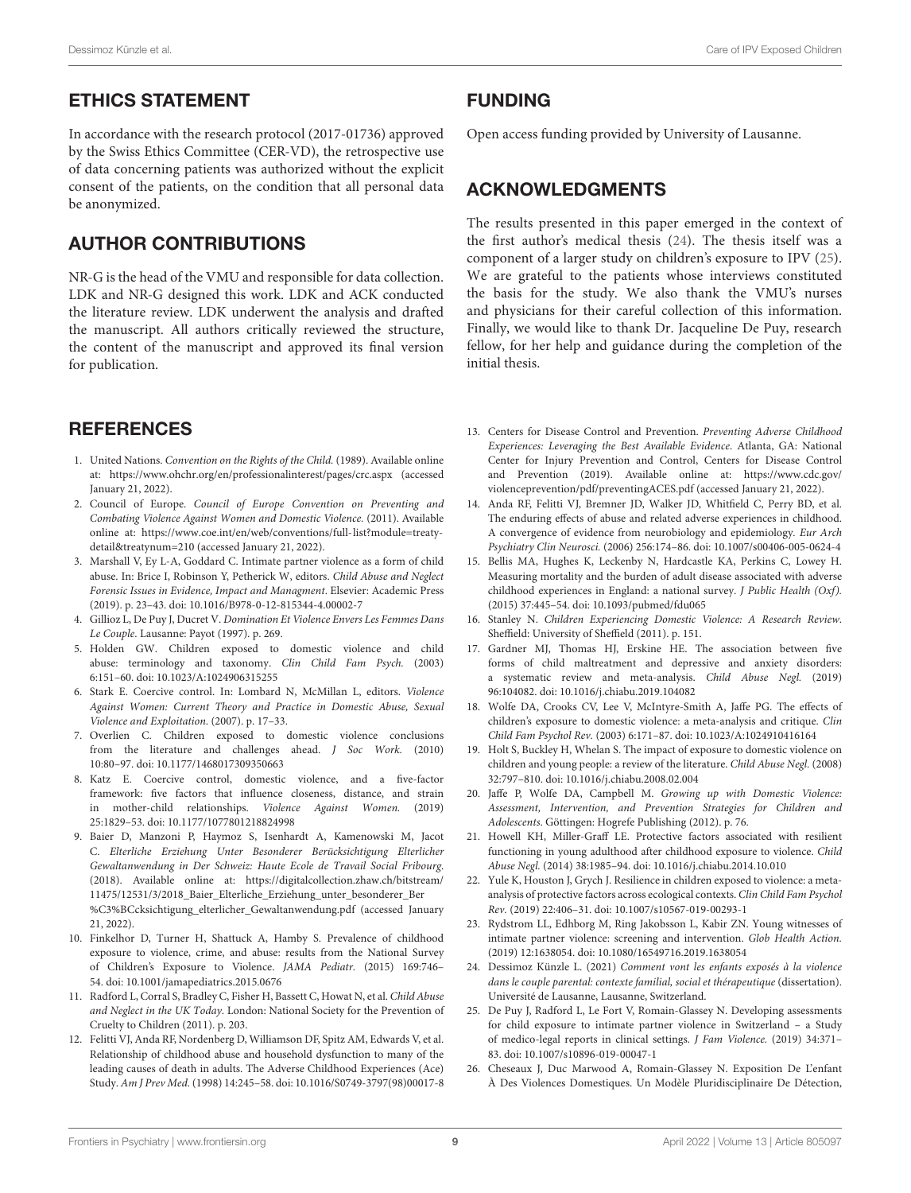## ETHICS STATEMENT

In accordance with the research protocol (2017-01736) approved by the Swiss Ethics Committee (CER-VD), the retrospective use of data concerning patients was authorized without the explicit consent of the patients, on the condition that all personal data be anonymized.

## AUTHOR CONTRIBUTIONS

NR-G is the head of the VMU and responsible for data collection. LDK and NR-G designed this work. LDK and ACK conducted the literature review. LDK underwent the analysis and drafted the manuscript. All authors critically reviewed the structure, the content of the manuscript and approved its final version for publication.

## FUNDING

Open access funding provided by University of Lausanne.

## ACKNOWLEDGMENTS

The results presented in this paper emerged in the context of the first author's medical thesis (24). The thesis itself was a component of a larger study on children's exposure to IPV (25). We are grateful to the patients whose interviews constituted the basis for the study. We also thank the VMU's nurses and physicians for their careful collection of this information. Finally, we would like to thank Dr. Jacqueline De Puy, research fellow, for her help and guidance during the completion of the initial thesis.

## REFERENCES

1. United Nations. *Convention on the Rights of the Child.* (1989). Available online at: https://www.ohchr.org/en/professionalinterest/pages/crc.aspx (accessed January 21, 2022).
2. Council of Europe. *Council of Europe Convention on Preventing and Combating Violence Against Women and Domestic Violence.* (2011). Available online at: https://www.coe.int/en/web/conventions/full-list?module=treaty-detail&treatynum=210 (accessed January 21, 2022).
3. Marshall V, Ey L-A, Goddard C. Intimate partner violence as a form of child abuse. In: Brice I, Robinson Y, Petherick W, editors. *Child Abuse and Neglect Forensic Issues in Evidence, Impact and Managment*. Elsevier: Academic Press (2019). p. 23–43. doi: 10.1016/B978-0-12-815344-4.00002-7
4. Gillioz L, De Puy J, Ducret V. *Domination Et Violence Envers Les Femmes Dans Le Couple*. Lausanne: Payot (1997). p. 269.
5. Holden GW. Children exposed to domestic violence and child abuse: terminology and taxonomy. *Clin Child Fam Psych.* (2003) 6:151–60. doi: 10.1023/A:1024906315255
6. Stark E. Coercive control. In: Lombard N, McMillan L, editors. *Violence Against Women: Current Theory and Practice in Domestic Abuse, Sexual Violence and Exploitation*. (2007). p. 17–33.
7. Overlien C. Children exposed to domestic violence conclusions from the literature and challenges ahead. *J Soc Work.* (2010) 10:80–97. doi: 10.1177/1468017309350663
8. Katz E. Coercive control, domestic violence, and a five-factor framework: five factors that influence closeness, distance, and strain in mother-child relationships. *Violence Against Women.* (2019) 25:1829–53. doi: 10.1177/1077801218824998
9. Baier D, Manzoni P, Haymoz S, Isenhardt A, Kamenowski M, Jacot C. *Elterliche Erziehung Unter Besonderer Berücksichtigung Elterlicher Gewaltanwendung in Der Schweiz: Haute Ecole de Travail Social Fribourg.* (2018). Available online at: https://digitalcollection.zhaw.ch/bitstream/11475/12531/3/2018_Baier_Elterliche_Erziehung_unter_besonderer_Ber%C3%BCcksichtigung_elterlicher_Gewaltanwendung.pdf (accessed January 21, 2022).
10. Finkelhor D, Turner H, Shattuck A, Hamby S. Prevalence of childhood exposure to violence, crime, and abuse: results from the National Survey of Children's Exposure to Violence. *JAMA Pediatr.* (2015) 169:746–54. doi: 10.1001/jamapediatrics.2015.0676
11. Radford L, Corral S, Bradley C, Fisher H, Bassett C, Howat N, et al. *Child Abuse and Neglect in the UK Today*. London: National Society for the Prevention of Cruelty to Children (2011). p. 203.
12. Felitti VJ, Anda RF, Nordenberg D, Williamson DF, Spitz AM, Edwards V, et al. Relationship of childhood abuse and household dysfunction to many of the leading causes of death in adults. The Adverse Childhood Experiences (Ace) Study. *Am J Prev Med.* (1998) 14:245–58. doi: 10.1016/S0749-3797(98)00017-8
13. Centers for Disease Control and Prevention. *Preventing Adverse Childhood Experiences: Leveraging the Best Available Evidence*. Atlanta, GA: National Center for Injury Prevention and Control, Centers for Disease Control and Prevention (2019). Available online at: https://www.cdc.gov/violenceprevention/pdf/preventingACES.pdf (accessed January 21, 2022).
14. Anda RF, Felitti VJ, Bremner JD, Walker JD, Whitfield C, Perry BD, et al. The enduring effects of abuse and related adverse experiences in childhood. A convergence of evidence from neurobiology and epidemiology. *Eur Arch Psychiatry Clin Neurosci.* (2006) 256:174–86. doi: 10.1007/s00406-005-0624-4
15. Bellis MA, Hughes K, Leckenby N, Hardcastle KA, Perkins C, Lowey H. Measuring mortality and the burden of adult disease associated with adverse childhood experiences in England: a national survey. *J Public Health (Oxf).* (2015) 37:445–54. doi: 10.1093/pubmed/fdu065
16. Stanley N. *Children Experiencing Domestic Violence: A Research Review*. Sheffield: University of Sheffield (2011). p. 151.
17. Gardner MJ, Thomas HJ, Erskine HE. The association between five forms of child maltreatment and depressive and anxiety disorders: a systematic review and meta-analysis. *Child Abuse Negl.* (2019) 96:104082. doi: 10.1016/j.chiabu.2019.104082
18. Wolfe DA, Crooks CV, Lee V, McIntyre-Smith A, Jaffe PG. The effects of children's exposure to domestic violence: a meta-analysis and critique. *Clin Child Fam Psychol Rev.* (2003) 6:171–87. doi: 10.1023/A:1024910416164
19. Holt S, Buckley H, Whelan S. The impact of exposure to domestic violence on children and young people: a review of the literature. *Child Abuse Negl.* (2008) 32:797–810. doi: 10.1016/j.chiabu.2008.02.004
20. Jaffe P, Wolfe DA, Campbell M. *Growing up with Domestic Violence: Assessment, Intervention, and Prevention Strategies for Children and Adolescents*. Göttingen: Hogrefe Publishing (2012). p. 76.
21. Howell KH, Miller-Graff LE. Protective factors associated with resilient functioning in young adulthood after childhood exposure to violence. *Child Abuse Negl.* (2014) 38:1985–94. doi: 10.1016/j.chiabu.2014.10.010
22. Yule K, Houston J, Grych J. Resilience in children exposed to violence: a meta-analysis of protective factors across ecological contexts. *Clin Child Fam Psychol Rev.* (2019) 22:406–31. doi: 10.1007/s10567-019-00293-1
23. Rydstrom LL, Edhborg M, Ring Jakobsson L, Kabir ZN. Young witnesses of intimate partner violence: screening and intervention. *Glob Health Action.* (2019) 12:1638054. doi: 10.1080/16549716.2019.1638054
24. Dessimoz Künzle L. (2021) *Comment vont les enfants exposés à la violence dans le couple parental: contexte familial, social et thérapeutique* (dissertation). Université de Lausanne, Lausanne, Switzerland.
25. De Puy J, Radford L, Le Fort V, Romain-Glassey N. Developing assessments for child exposure to intimate partner violence in Switzerland – a Study of medico-legal reports in clinical settings. *J Fam Violence.* (2019) 34:371–83. doi: 10.1007/s10896-019-00047-1
26. Cheseaux J, Duc Marwood A, Romain-Glassey N. Exposition De L'enfant À Des Violences Domestiques. Un Modèle Pluridisciplinaire De Détection,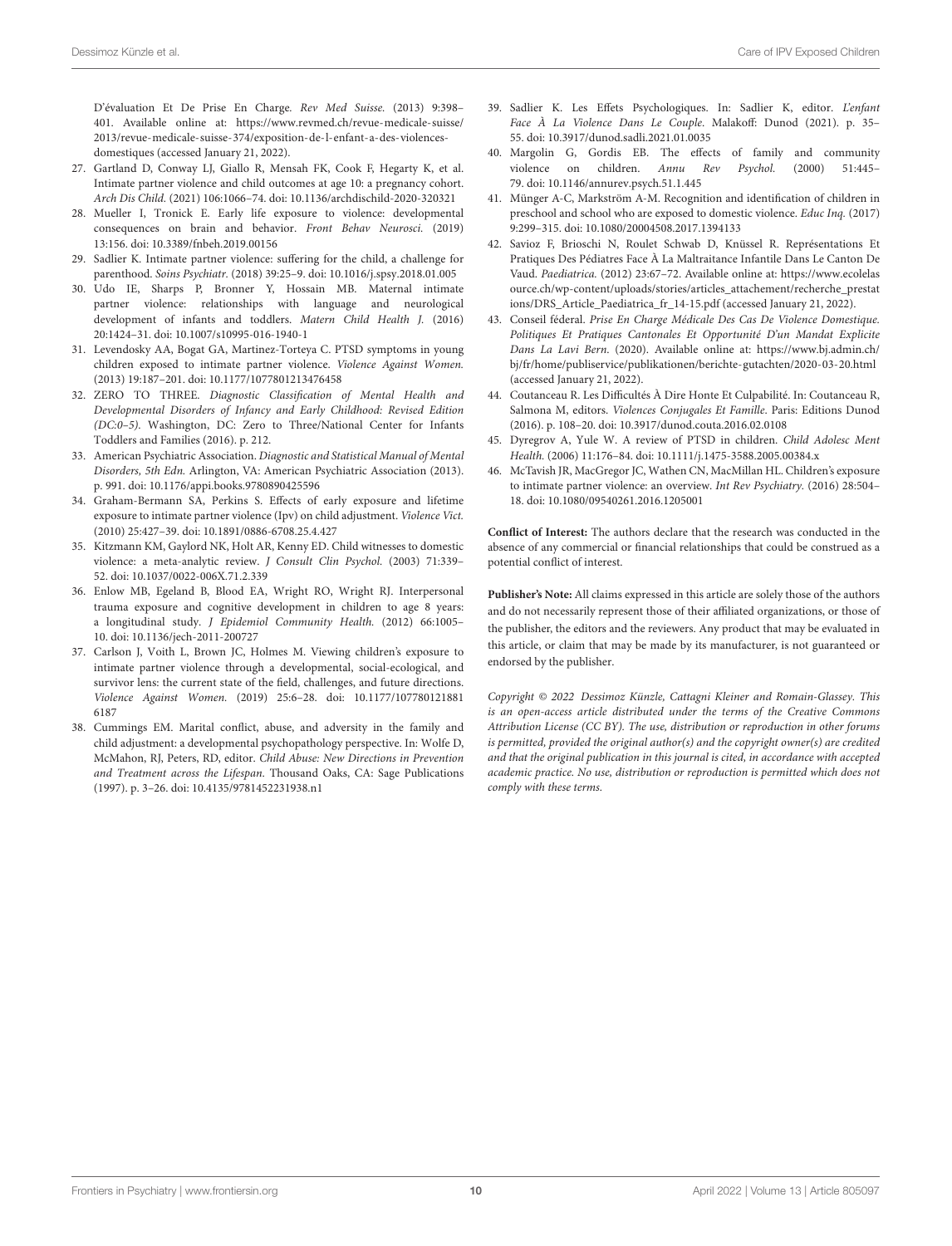D'évaluation Et De Prise En Charge. *Rev Med Suisse.* (2013) 9:398–401. Available online at: https://www.revmed.ch/revue-medicale-suisse/2013/revue-medicale-suisse-374/exposition-de-l-enfant-a-des-violences-domestiques (accessed January 21, 2022).

27. Gartland D, Conway LJ, Giallo R, Mensah FK, Cook F, Hegarty K, et al. Intimate partner violence and child outcomes at age 10: a pregnancy cohort. *Arch Dis Child.* (2021) 106:1066–74. doi: 10.1136/archdischild-2020-320321
28. Mueller I, Tronick E. Early life exposure to violence: developmental consequences on brain and behavior. *Front Behav Neurosci.* (2019) 13:156. doi: 10.3389/fnbeh.2019.00156
29. Sadlier K. Intimate partner violence: suffering for the child, a challenge for parenthood. *Soins Psychiatr.* (2018) 39:25–9. doi: 10.1016/j.spsy.2018.01.005
30. Udo IE, Sharps P, Bronner Y, Hossain MB. Maternal intimate partner violence: relationships with language and neurological development of infants and toddlers. *Matern Child Health J.* (2016) 20:1424–31. doi: 10.1007/s10995-016-1940-1
31. Levendosky AA, Bogat GA, Martinez-Torteya C. PTSD symptoms in young children exposed to intimate partner violence. *Violence Against Women.* (2013) 19:187–201. doi: 10.1177/1077801213476458
32. ZERO TO THREE. *Diagnostic Classification of Mental Health and Developmental Disorders of Infancy and Early Childhood: Revised Edition (DC:0–5).* Washington, DC: Zero to Three/National Center for Infants Toddlers and Families (2016). p. 212.
33. American Psychiatric Association. *Diagnostic and Statistical Manual of Mental Disorders, 5th Edn.* Arlington, VA: American Psychiatric Association (2013). p. 991. doi: 10.1176/appi.books.9780890425596
34. Graham-Bermann SA, Perkins S. Effects of early exposure and lifetime exposure to intimate partner violence (Ipv) on child adjustment. *Violence Vict.* (2010) 25:427–39. doi: 10.1891/0886-6708.25.4.427
35. Kitzmann KM, Gaylord NK, Holt AR, Kenny ED. Child witnesses to domestic violence: a meta-analytic review. *J Consult Clin Psychol.* (2003) 71:339–52. doi: 10.1037/0022-006X.71.2.339
36. Enlow MB, Egeland B, Blood EA, Wright RO, Wright RJ. Interpersonal trauma exposure and cognitive development in children to age 8 years: a longitudinal study. *J Epidemiol Community Health.* (2012) 66:1005–10. doi: 10.1136/jech-2011-200727
37. Carlson J, Voith L, Brown JC, Holmes M. Viewing children's exposure to intimate partner violence through a developmental, social-ecological, and survivor lens: the current state of the field, challenges, and future directions. *Violence Against Women.* (2019) 25:6–28. doi: 10.1177/1077801218816187
38. Cummings EM. Marital conflict, abuse, and adversity in the family and child adjustment: a developmental psychopathology perspective. In: Wolfe D, McMahon, RJ, Peters, RD, editor. *Child Abuse: New Directions in Prevention and Treatment across the Lifespan.* Thousand Oaks, CA: Sage Publications (1997). p. 3–26. doi: 10.4135/9781452231938.n1
39. Sadlier K. Les Effets Psychologiques. In: Sadlier K, editor. *L'enfant Face À La Violence Dans Le Couple.* Malakoff: Dunod (2021). p. 35–55. doi: 10.3917/dunod.sadli.2021.01.0035
40. Margolin G, Gordis EB. The effects of family and community violence on children. *Annu Rev Psychol.* (2000) 51:445–79. doi: 10.1146/annurev.psych.51.1.445
41. Münger A-C, Markström A-M. Recognition and identification of children in preschool and school who are exposed to domestic violence. *Educ Inq.* (2017) 9:299–315. doi: 10.1080/20004508.2017.1394133
42. Savioz F, Brioschi N, Roulet Schwab D, Knüssel R. Représentations Et Pratiques Des Pédiatres Face À La Maltraitance Infantile Dans Le Canton De Vaud. *Paediatrica.* (2012) 23:67–72. Available online at: https://www.ecolelasource.ch/wp-content/uploads/stories/articles_attachement/recherche_prestations/DRS_Article_Paediatrica_fr_14-15.pdf (accessed January 21, 2022).
43. Conseil féderal. *Prise En Charge Médicale Des Cas De Violence Domestique. Politiques Et Pratiques Cantonales Et Opportunité D'un Mandat Explicite Dans La Lavi Bern.* (2020). Available online at: https://www.bj.admin.ch/bj/fr/home/publiservice/publikationen/berichte-gutachten/2020-03-20.html (accessed January 21, 2022).
44. Coutanceau R. Les Difficultés À Dire Honte Et Culpabilité. In: Coutanceau R, Salmona M, editors. *Violences Conjugales Et Famille.* Paris: Editions Dunod (2016). p. 108–20. doi: 10.3917/dunod.couta.2016.02.0108
45. Dyregrov A, Yule W. A review of PTSD in children. *Child Adolesc Ment Health.* (2006) 11:176–84. doi: 10.1111/j.1475-3588.2005.00384.x
46. McTavish JR, MacGregor JC, Wathen CN, MacMillan HL. Children's exposure to intimate partner violence: an overview. *Int Rev Psychiatry.* (2016) 28:504–18. doi: 10.1080/09540261.2016.1205001

**Conflict of Interest:** The authors declare that the research was conducted in the absence of any commercial or financial relationships that could be construed as a potential conflict of interest.

**Publisher's Note:** All claims expressed in this article are solely those of the authors and do not necessarily represent those of their affiliated organizations, or those of the publisher, the editors and the reviewers. Any product that may be evaluated in this article, or claim that may be made by its manufacturer, is not guaranteed or endorsed by the publisher.

*Copyright © 2022 Dessimoz Künzle, Cattagni Kleiner and Romain-Glassey. This is an open-access article distributed under the terms of the Creative Commons Attribution License (CC BY). The use, distribution or reproduction in other forums is permitted, provided the original author(s) and the copyright owner(s) are credited and that the original publication in this journal is cited, in accordance with accepted academic practice. No use, distribution or reproduction is permitted which does not comply with these terms.*